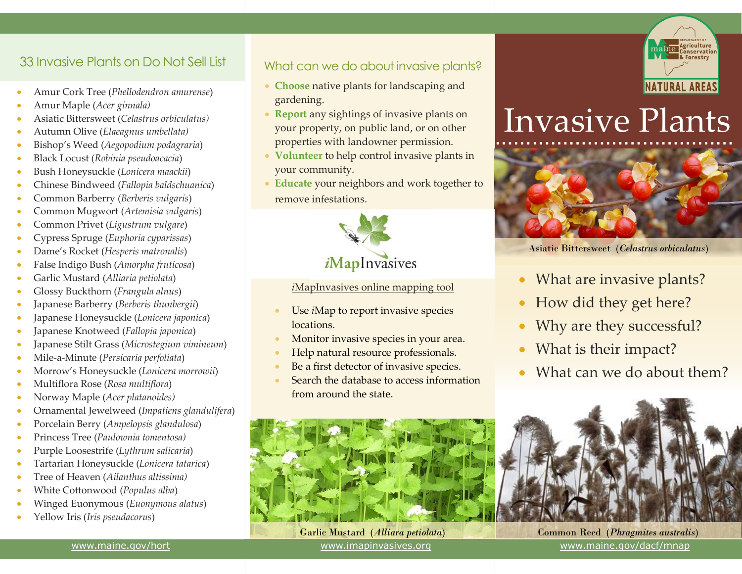## 33 Invasive Plants on Do Not Sell List

- Amur Cork Tree (*Phellodendron amurense*)
- Amur Maple (*Acer ginnala)*
- Asiatic Bittersweet (*Celastrus orbiculatus)*
- Autumn Olive (*Elaeagnus umbellata)*
- Bishop's Weed (*Aegopodium podagraria*)
- Black Locust (*Robinia pseudoacacia*)
- Bush Honeysuckle (*Lonicera maackii*)
- Chinese Bindweed (*Fallopia baldschuanica*)
- Common Barberry (*Berberis vulgaris*)
- Common Mugwort (*Artemisia vulgaris*)
- Common Privet (*Ligustrum vulgare*)
- Cypress Spruge (*Euphoria cyparissas*)
- Dame's Rocket (*Hesperis matronalis*)
- False Indigo Bush (*Amorpha fruticosa*)
- Garlic Mustard (*Alliaria petiolata*)
- Glossy Buckthorn (*Frangula alnus*)
- Japanese Barberry (*Berberis thunbergii*)
- Japanese Honeysuckle (*Lonicera japonica*)
- Japanese Knotweed (*Fallopia japonica*)
- Japanese Stilt Grass (*Microstegium vimineum*)
- Mile-a-Minute (*Persicaria perfoliata*)
- Morrow's Honeysuckle (*Lonicera morrowii*)
- Multiflora Rose (*Rosa multiflora*)
- Norway Maple (*Acer platanoides)*
- Ornamental Jewelweed (*Impatiens glandulifera*)
- Porcelain Berry (*Ampelopsis glandulosa*)
- Princess Tree (*Paulownia tomentosa)*
- Purple Loosestrife (*Lythrum salicaria*)
- Tartarian Honeysuckle (*Lonicera tatarica*)
- Tree of Heaven (*Ailanthus altissima)*
- White Cottonwood (*Populus alba*)
- Winged Euonymous (*Euonymous alatus*)
- Yellow Iris (*Iris pseudacorus*)

www.maine.gov/hort

## What can we do about invasive plants?

- **Choose** native plants for landscaping and gardening.
- **Report** any sightings of invasive plants on your property, on public land, or on other properties with landowner permission.
- **Volunteer** to help control invasive plants in your community.
- **Educate** your neighbors and work together to remove infestations.

*i*MapInvasives

*i*MapInvasives online mapping tool

- Use *i*Map to report invasive species locations.
- Monitor invasive species in your area.
- Help natural resource professionals.
- Be a first detector of invasive species.
- Search the database to access information from around the state.

Garlic Mustard (*Alliara petiolata*)

www.imapinvasives.org

Maine Department of Agriculture Conservation & Forestry — NATURAL AREAS

# Invasive Plants

Asiatic Bittersweet (*Celastrus orbiculatus*)

- What are invasive plants?
- How did they get here?
- Why are they successful?
- What is their impact?
- What can we do about them?

Common Reed (*Phragmites australis*)

www.maine.gov/dacf/mnap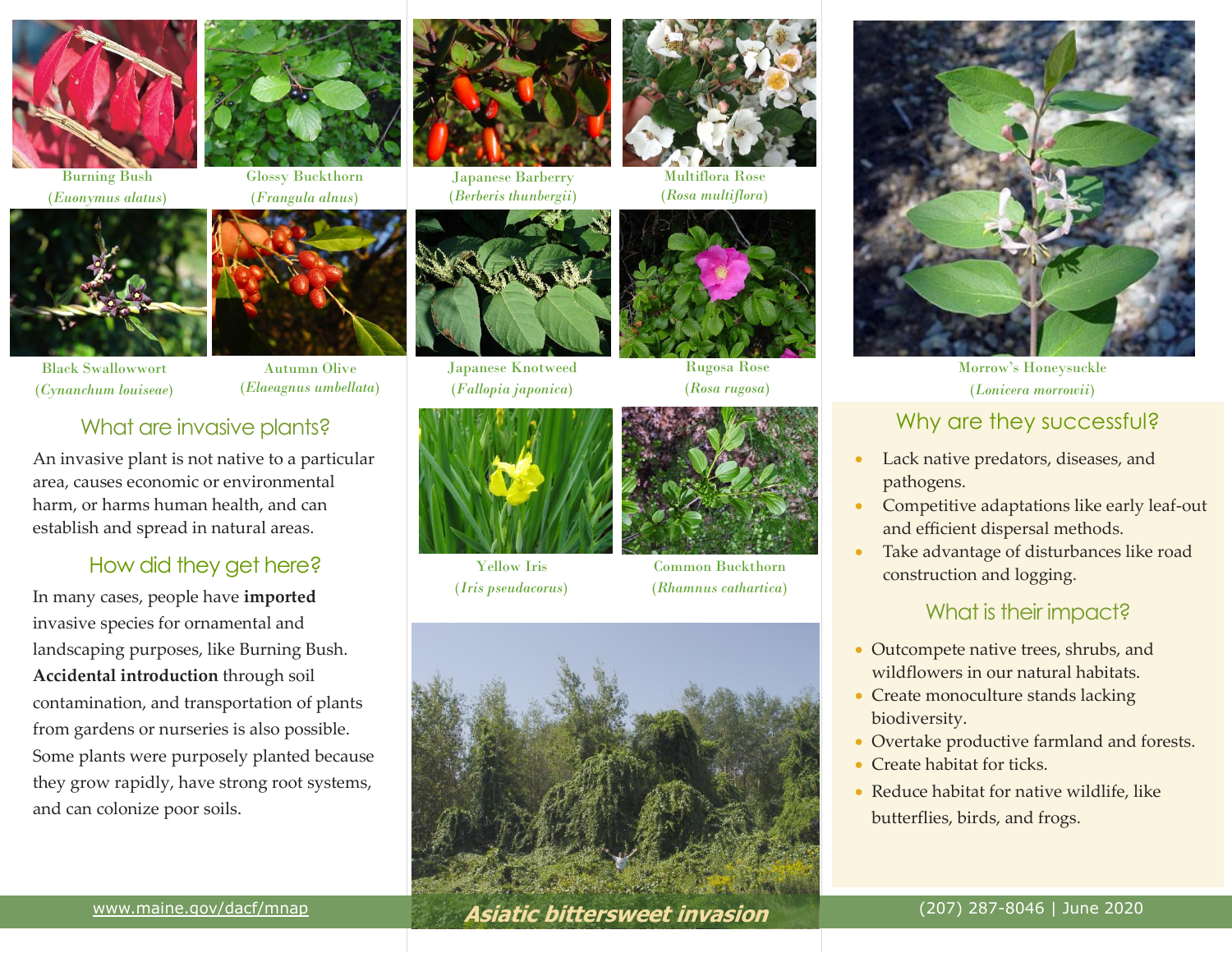Burning Bush
(*Euonymus alatus*)

Glossy Buckthorn
(*Frangula alnus*)

Black Swallowwort
(*Cynanchum louiseae*)

Autumn Olive
(*Elaeagnus umbellata*)

## What are invasive plants?

An invasive plant is not native to a particular area, causes economic or environmental harm, or harms human health, and can establish and spread in natural areas.

## How did they get here?

In many cases, people have **imported** invasive species for ornamental and landscaping purposes, like Burning Bush. **Accidental introduction** through soil contamination, and transportation of plants from gardens or nurseries is also possible. Some plants were purposely planted because they grow rapidly, have strong root systems, and can colonize poor soils.

Japanese Barberry
(*Berberis thunbergii*)

Multiflora Rose
(*Rosa multiflora*)

Japanese Knotweed
(*Fallopia japonica*)

Rugosa Rose
(*Rosa rugosa*)

Yellow Iris
(*Iris pseudacorus*)

Common Buckthorn
(*Rhamnus cathartica*)

***Asiatic bittersweet invasion***

Morrow's Honeysuckle
(*Lonicera morrowii*)

## Why are they successful?

- Lack native predators, diseases, and pathogens.
- Competitive adaptations like early leaf-out and efficient dispersal methods.
- Take advantage of disturbances like road construction and logging.

## What is their impact?

- Outcompete native trees, shrubs, and wildflowers in our natural habitats.
- Create monoculture stands lacking biodiversity.
- Overtake productive farmland and forests.
- Create habitat for ticks.
- Reduce habitat for native wildlife, like butterflies, birds, and frogs.

www.maine.gov/dacf/mnap

(207) 287-8046 | June 2020